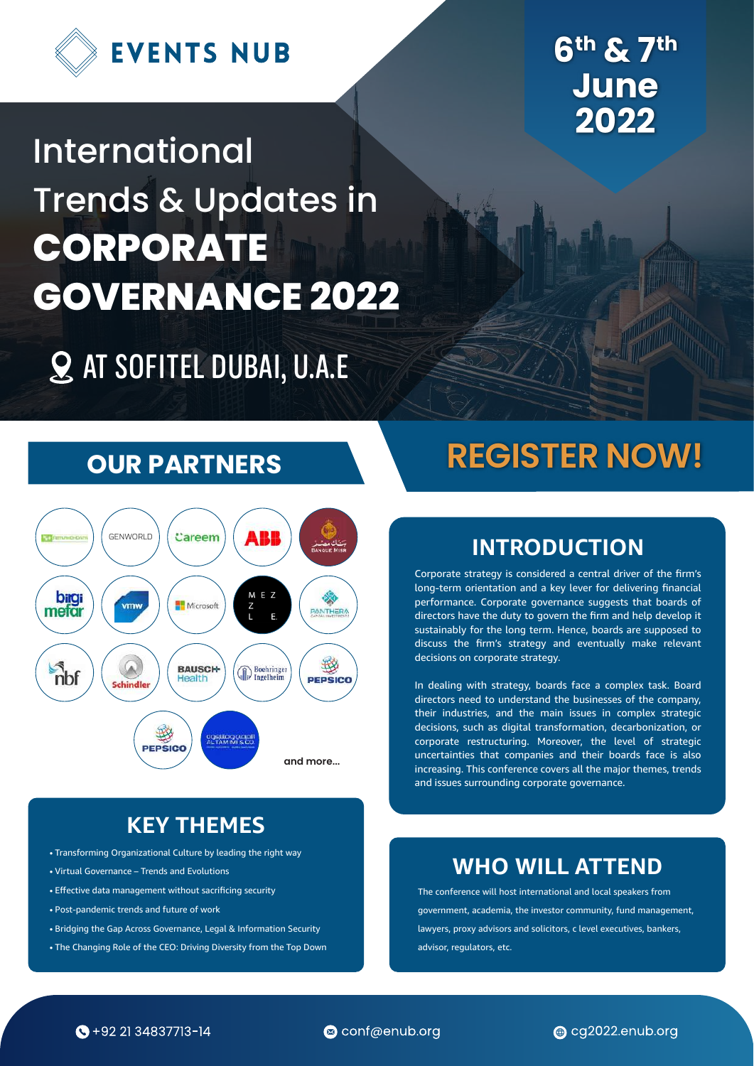EVENTS NUB

# International Trends & Updates in **CORPORATE GOVERNANCE 2022**

6th & 7th June 2022

AT SOFITEL DUBAI, U.A.E

## OUR PARTNERS

GENWORLD, Careem, ABB, Banque Misr, bilgi mefar, vmw, Microsoft, MEZZLE, PANTHERA, nbf, Schindler, BAUSCH Health, Boehringer Ingelheim, PEPSICO, PEPSICO, AL TAMIMI & CO.

and more...

## REGISTER NOW!

## INTRODUCTION

Corporate strategy is considered a central driver of the firm's long-term orientation and a key lever for delivering financial performance. Corporate governance suggests that boards of directors have the duty to govern the firm and help develop it sustainably for the long term. Hence, boards are supposed to discuss the firm's strategy and eventually make relevant decisions on corporate strategy.

In dealing with strategy, boards face a complex task. Board directors need to understand the businesses of the company, their industries, and the main issues in complex strategic decisions, such as digital transformation, decarbonization, or corporate restructuring. Moreover, the level of strategic uncertainties that companies and their boards face is also increasing. This conference covers all the major themes, trends and issues surrounding corporate governance.

## KEY THEMES

- Transforming Organizational Culture by leading the right way
- Virtual Governance – Trends and Evolutions
- Effective data management without sacrificing security
- Post-pandemic trends and future of work
- Bridging the Gap Across Governance, Legal & Information Security
- The Changing Role of the CEO: Driving Diversity from the Top Down

## WHO WILL ATTEND

The conference will host international and local speakers from government, academia, the investor community, fund management, lawyers, proxy advisors and solicitors, c level executives, bankers, advisor, regulators, etc.

+92 21 34837713-14 | conf@enub.org | cg2022.enub.org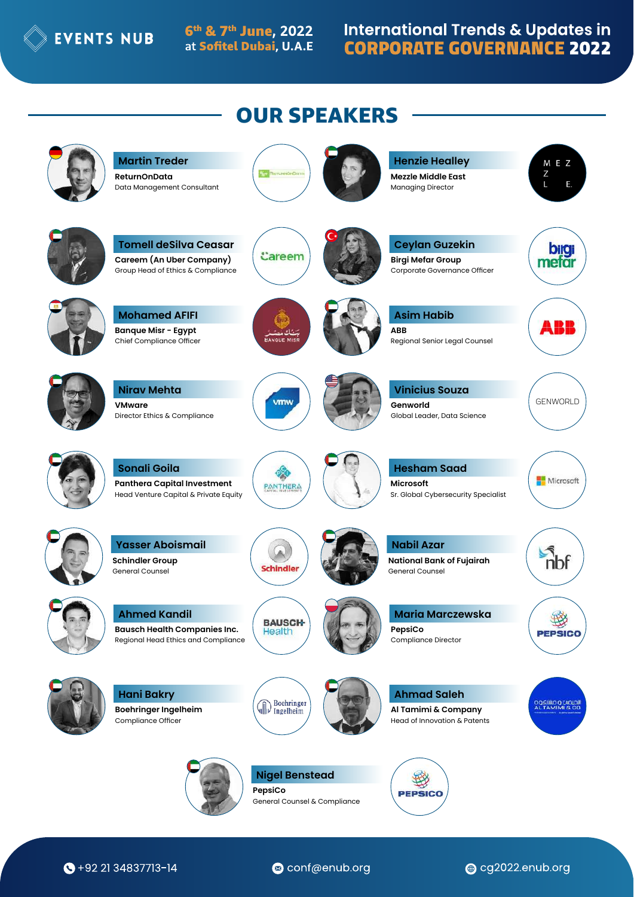# OUR SPEAKERS

**Martin Treder**
ReturnOnData
Data Management Consultant

**Henzie Healley**
Mezzle Middle East
Managing Director

**Tomell deSilva Ceasar**
Careem (An Uber Company)
Group Head of Ethics & Compliance

**Ceylan Guzekin**
Birgi Mefar Group
Corporate Governance Officer

**Mohamed AFIFI**
Banque Misr - Egypt
Chief Compliance Officer

**Asim Habib**
ABB
Regional Senior Legal Counsel

**Nirav Mehta**
VMware
Director Ethics & Compliance

**Vinicius Souza**
Genworld
Global Leader, Data Science

**Sonali Goila**
Panthera Capital Investment
Head Venture Capital & Private Equity

**Hesham Saad**
Microsoft
Sr. Global Cybersecurity Specialist

**Yasser Aboismail**
Schindler Group
General Counsel

**Nabil Azar**
National Bank of Fujairah
General Counsel

**Ahmed Kandil**
Bausch Health Companies Inc.
Regional Head Ethics and Compliance

**Maria Marczewska**
PepsiCo
Compliance Director

**Hani Bakry**
Boehringer Ingelheim
Compliance Officer

**Ahmad Saleh**
Al Tamimi & Company
Head of Innovation & Patents

**Nigel Benstead**
PepsiCo
General Counsel & Compliance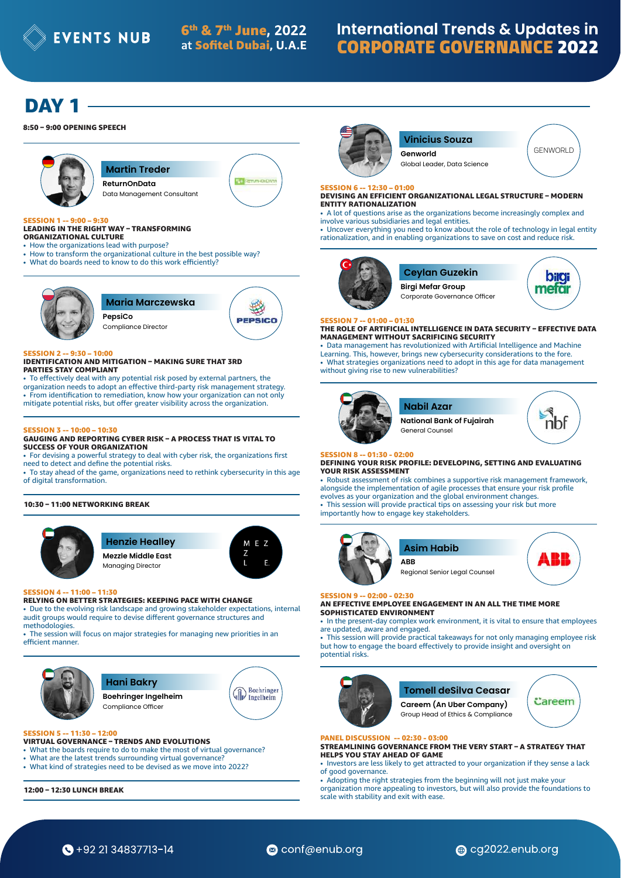# International Trends & Updates in CORPORATE GOVERNANCE 2022

6th & 7th June, 2022 at Sofitel Dubai, U.A.E

## DAY 1

**8:50 – 9:00 OPENING SPEECH**

**Martin Treder**
ReturnOnData
Data Management Consultant

**SESSION 1 -- 9:00 – 9:30**
**LEADING IN THE RIGHT WAY – TRANSFORMING ORGANIZATIONAL CULTURE**
- How the organizations lead with purpose?
- How to transform the organizational culture in the best possible way?
- What do boards need to know to do this work efficiently?

**Maria Marczewska**
PepsiCo
Compliance Director

**SESSION 2 -- 9:30 – 10:00**
**IDENTIFICATION AND MITIGATION – MAKING SURE THAT 3RD PARTIES STAY COMPLIANT**
- To effectively deal with any potential risk posed by external partners, the organization needs to adopt an effective third-party risk management strategy.
- From identification to remediation, know how your organization can not only mitigate potential risks, but offer greater visibility across the organization.

**SESSION 3 -- 10:00 – 10:30**
**GAUGING AND REPORTING CYBER RISK – A PROCESS THAT IS VITAL TO SUCCESS OF YOUR ORGANIZATION**
- For devising a powerful strategy to deal with cyber risk, the organizations first need to detect and define the potential risks.
- To stay ahead of the game, organizations need to rethink cybersecurity in this age of digital transformation.

**10:30 – 11:00 NETWORKING BREAK**

**Henzie Healley**
Mezzle Middle East
Managing Director

**SESSION 4 -- 11:00 – 11:30**
**RELYING ON BETTER STRATEGIES: KEEPING PACE WITH CHANGE**
- Due to the evolving risk landscape and growing stakeholder expectations, internal audit groups would require to devise different governance structures and methodologies.
- The session will focus on major strategies for managing new priorities in an efficient manner.

**Hani Bakry**
Boehringer Ingelheim
Compliance Officer

**SESSION 5 -- 11:30 – 12:00**
**VIRTUAL GOVERNANCE – TRENDS AND EVOLUTIONS**
- What the boards require to do to make the most of virtual governance?
- What are the latest trends surrounding virtual governance?
- What kind of strategies need to be devised as we move into 2022?

**12:00 – 12:30 LUNCH BREAK**

**Vinicius Souza**
Genworld
Global Leader, Data Science

**SESSION 6 -- 12:30 – 01:00**
**DEVISING AN EFFICIENT ORGANIZATIONAL LEGAL STRUCTURE – MODERN ENTITY RATIONALIZATION**
- A lot of questions arise as the organizations become increasingly complex and involve various subsidiaries and legal entities.
- Uncover everything you need to know about the role of technology in legal entity rationalization, and in enabling organizations to save on cost and reduce risk.

**Ceylan Guzekin**
Birgi Mefar Group
Corporate Governance Officer

**SESSION 7 -- 01:00 – 01:30**
**THE ROLE OF ARTIFICIAL INTELLIGENCE IN DATA SECURITY – EFFECTIVE DATA MANAGEMENT WITHOUT SACRIFICING SECURITY**
- Data management has revolutionized with Artificial Intelligence and Machine Learning. This, however, brings new cybersecurity considerations to the fore.
- What strategies organizations need to adopt in this age for data management without giving rise to new vulnerabilities?

**Nabil Azar**
National Bank of Fujairah
General Counsel

**SESSION 8 -- 01:30 – 02:00**
**DEFINING YOUR RISK PROFILE: DEVELOPING, SETTING AND EVALUATING YOUR RISK ASSESSMENT**
- Robust assessment of risk combines a supportive risk management framework, alongside the implementation of agile processes that ensure your risk profile evolves as your organization and the global environment changes.
- This session will provide practical tips on assessing your risk but more importantly how to engage key stakeholders.

**Asim Habib**
ABB
Regional Senior Legal Counsel

**SESSION 9 -- 02:00 – 02:30**
**AN EFFECTIVE EMPLOYEE ENGAGEMENT IN AN ALL THE TIME MORE SOPHISTICATED ENVIRONMENT**
- In the present-day complex work environment, it is vital to ensure that employees are updated, aware and engaged.
- This session will provide practical takeaways for not only managing employee risk but how to engage the board effectively to provide insight and oversight on potential risks.

**Tomell deSilva Ceasar**
Careem (An Uber Company)
Group Head of Ethics & Compliance

**PANEL DISCUSSION -- 02:30 – 03:00**
**STREAMLINING GOVERNANCE FROM THE VERY START – A STRATEGY THAT HELPS YOU STAY AHEAD OF GAME**
- Investors are less likely to get attracted to your organization if they sense a lack of good governance.
- Adopting the right strategies from the beginning will not just make your organization more appealing to investors, but will also provide the foundations to scale with stability and exit with ease.

+92 21 34837713-14 | conf@enub.org | cg2022.enub.org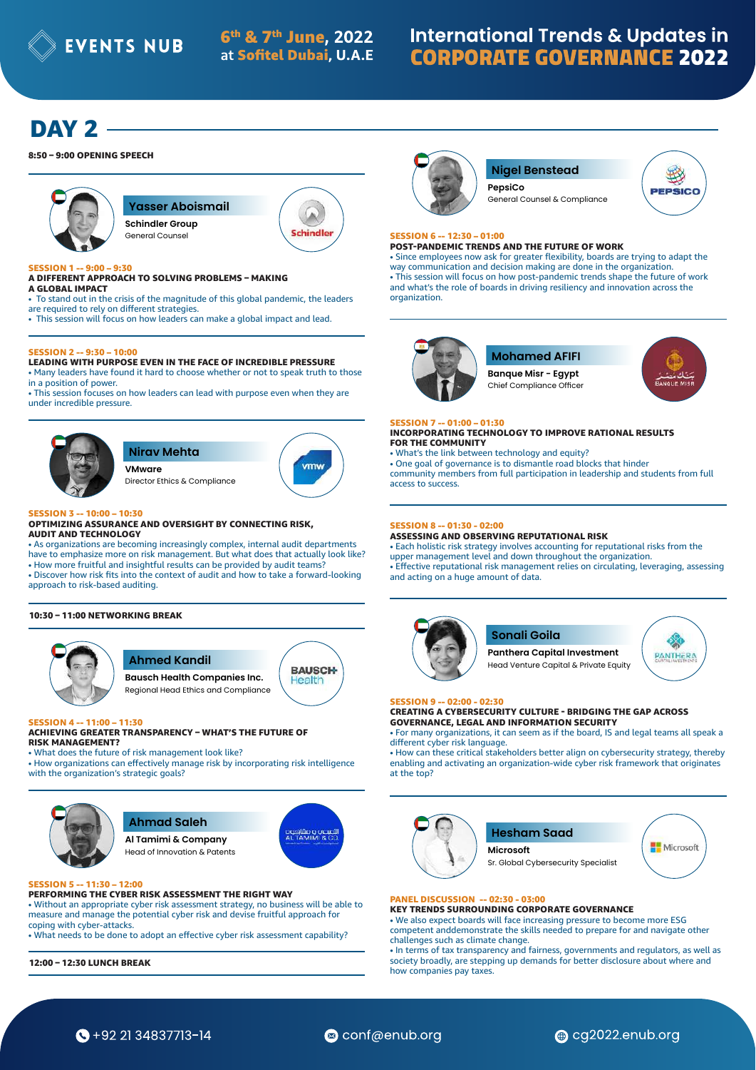EVENTS NUB

6th & 7th June, 2022 at Sofitel Dubai, U.A.E

International Trends & Updates in CORPORATE GOVERNANCE 2022

# DAY 2

**8:50 – 9:00 OPENING SPEECH**

**Yasser Aboismail**
**Schindler Group**
General Counsel

**SESSION 1 -- 9:00 – 9:30**
**A DIFFERENT APPROACH TO SOLVING PROBLEMS – MAKING A GLOBAL IMPACT**

- To stand out in the crisis of the magnitude of this global pandemic, the leaders are required to rely on different strategies.
- This session will focus on how leaders can make a global impact and lead.

**SESSION 2 -- 9:30 – 10:00**
**LEADING WITH PURPOSE EVEN IN THE FACE OF INCREDIBLE PRESSURE**

- Many leaders have found it hard to choose whether or not to speak truth to those in a position of power.
- This session focuses on how leaders can lead with purpose even when they are under incredible pressure.

**Nirav Mehta**
**VMware**
Director Ethics & Compliance

**SESSION 3 -- 10:00 – 10:30**
**OPTIMIZING ASSURANCE AND OVERSIGHT BY CONNECTING RISK, AUDIT AND TECHNOLOGY**

- As organizations are becoming increasingly complex, internal audit departments have to emphasize more on risk management. But what does that actually look like?
- How more fruitful and insightful results can be provided by audit teams?
- Discover how risk fits into the context of audit and how to take a forward-looking approach to risk-based auditing.

**10:30 – 11:00 NETWORKING BREAK**

**Ahmed Kandil**
**Bausch Health Companies Inc.**
Regional Head Ethics and Compliance

**SESSION 4 -- 11:00 – 11:30**
**ACHIEVING GREATER TRANSPARENCY – WHAT'S THE FUTURE OF RISK MANAGEMENT?**

- What does the future of risk management look like?
- How organizations can effectively manage risk by incorporating risk intelligence with the organization's strategic goals?

**Ahmad Saleh**
**Al Tamimi & Company**
Head of Innovation & Patents

**SESSION 5 -- 11:30 – 12:00**
**PERFORMING THE CYBER RISK ASSESSMENT THE RIGHT WAY**

- Without an appropriate cyber risk assessment strategy, no business will be able to measure and manage the potential cyber risk and devise fruitful approach for coping with cyber-attacks.
- What needs to be done to adopt an effective cyber risk assessment capability?

**12:00 – 12:30 LUNCH BREAK**

**Nigel Benstead**
**PepsiCo**
General Counsel & Compliance

**SESSION 6 -- 12:30 – 01:00**
**POST-PANDEMIC TRENDS AND THE FUTURE OF WORK**

- Since employees now ask for greater flexibility, boards are trying to adapt the way communication and decision making are done in the organization.
- This session will focus on how post-pandemic trends shape the future of work and what's the role of boards in driving resiliency and innovation across the organization.

**Mohamed AFIFI**
**Banque Misr - Egypt**
Chief Compliance Officer

**SESSION 7 -- 01:00 – 01:30**
**INCORPORATING TECHNOLOGY TO IMPROVE RATIONAL RESULTS FOR THE COMMUNITY**

- What's the link between technology and equity?
- One goal of governance is to dismantle road blocks that hinder community members from full participation in leadership and students from full access to success.

**SESSION 8 -- 01:30 – 02:00**
**ASSESSING AND OBSERVING REPUTATIONAL RISK**

- Each holistic risk strategy involves accounting for reputational risks from the upper management level and down throughout the organization.
- Effective reputational risk management relies on circulating, leveraging, assessing and acting on a huge amount of data.

**Sonali Goila**
**Panthera Capital Investment**
Head Venture Capital & Private Equity

**SESSION 9 -- 02:00 – 02:30**
**CREATING A CYBERSECURITY CULTURE - BRIDGING THE GAP ACROSS GOVERNANCE, LEGAL AND INFORMATION SECURITY**

- For many organizations, it can seem as if the board, IS and legal teams all speak a different cyber risk language.
- How can these critical stakeholders better align on cybersecurity strategy, thereby enabling and activating an organization-wide cyber risk framework that originates at the top?

**Hesham Saad**
**Microsoft**
Sr. Global Cybersecurity Specialist

**PANEL DISCUSSION -- 02:30 - 03:00**
**KEY TRENDS SURROUNDING CORPORATE GOVERNANCE**

- We also expect boards will face increasing pressure to become more ESG competent anddemonstrate the skills needed to prepare for and navigate other challenges such as climate change.
- In terms of tax transparency and fairness, governments and regulators, as well as society broadly, are stepping up demands for better disclosure about where and how companies pay taxes.

+92 21 34837713-14 | conf@enub.org | cg2022.enub.org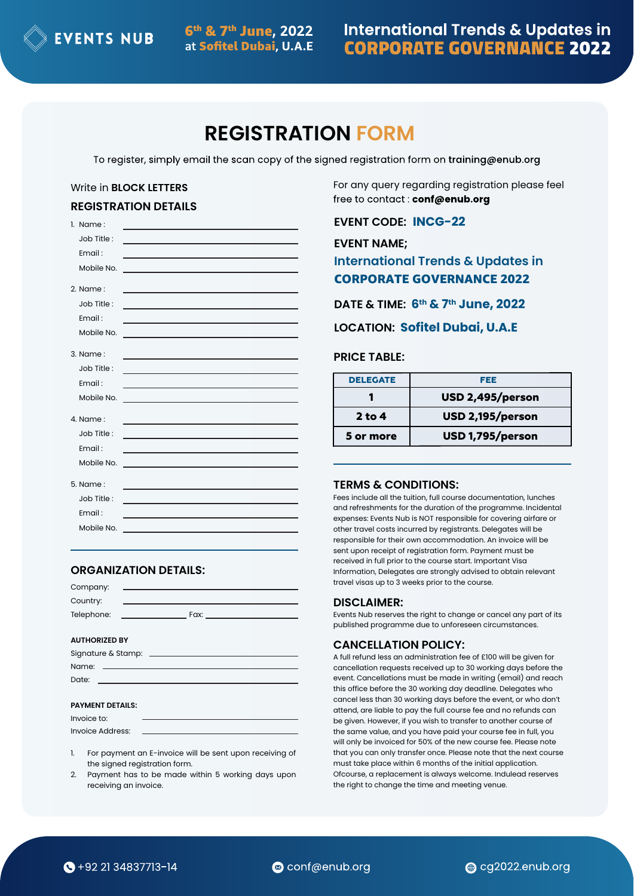# REGISTRATION FORM

To register, simply email the scan copy of the signed registration form on **training@enub.org**

Write in **BLOCK LETTERS**

## REGISTRATION DETAILS

1. Name : ______________________
   Job Title : ______________________
   Email : ______________________
   Mobile No. ______________________
2. Name : ______________________
   Job Title : ______________________
   Email : ______________________
   Mobile No. ______________________
3. Name : ______________________
   Job Title : ______________________
   Email : ______________________
   Mobile No. ______________________
4. Name : ______________________
   Job Title : ______________________
   Email : ______________________
   Mobile No. ______________________
5. Name : ______________________
   Job Title : ______________________
   Email : ______________________
   Mobile No. ______________________

## ORGANIZATION DETAILS:

Company: ______________________
Country: ______________________
Telephone: ______________ Fax: ______________

**AUTHORIZED BY**

Signature & Stamp: ______________________
Name: ______________________
Date: ______________________

**PAYMENT DETAILS:**

Invoice to: ______________________
Invoice Address: ______________________

1. For payment an E-invoice will be sent upon receiving of the signed registration form.
2. Payment has to be made within 5 working days upon receiving an invoice.

For any query regarding registration please feel free to contact : **conf@enub.org**

**EVENT CODE: INCG-22**

**EVENT NAME;**
**International Trends & Updates in CORPORATE GOVERNANCE 2022**

**DATE & TIME: 6th & 7th June, 2022**

**LOCATION: Sofitel Dubai, U.A.E**

**PRICE TABLE:**

| DELEGATE | FEE |
|---|---|
| 1 | USD 2,495/person |
| 2 to 4 | USD 2,195/person |
| 5 or more | USD 1,795/person |

## TERMS & CONDITIONS:

Fees include all the tuition, full course documentation, lunches and refreshments for the duration of the programme. Incidental expenses: Events Nub is NOT responsible for covering airfare or other travel costs incurred by registrants. Delegates will be responsible for their own accommodation. An invoice will be sent upon receipt of registration form. Payment must be received in full prior to the course start. Important Visa Information, Delegates are strongly advised to obtain relevant travel visas up to 3 weeks prior to the course.

## DISCLAIMER:

Events Nub reserves the right to change or cancel any part of its published programme due to unforeseen circumstances.

## CANCELLATION POLICY:

A full refund less an administration fee of £100 will be given for cancellation requests received up to 30 working days before the event. Cancellations must be made in writing (email) and reach this office before the 30 working day deadline. Delegates who cancel less than 30 working days before the event, or who don't attend, are liable to pay the full course fee and no refunds can be given. However, if you wish to transfer to another course of the same value, and you have paid your course fee in full, you will only be invoiced for 50% of the new course fee. Please note that you can only transfer once. Please note that the next course must take place within 6 months of the initial application. Ofcourse, a replacement is always welcome. Indulead reserves the right to change the time and meeting venue.

+92 21 34837713-14 | conf@enub.org | cg2022.enub.org